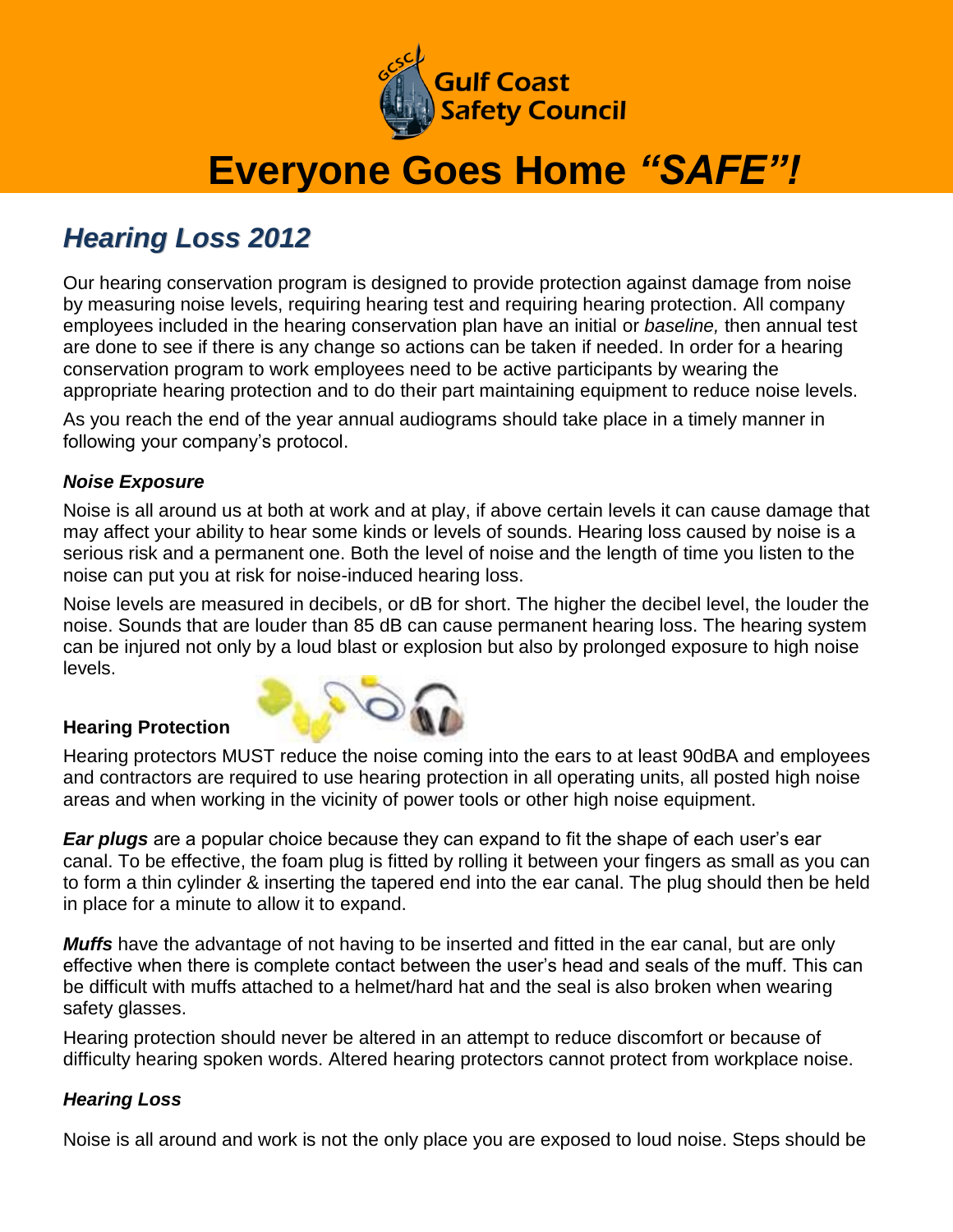Gulf Coast Safety Council

# Everyone Goes Home *"SAFE"!*

## *Hearing Loss 2012*

Our hearing conservation program is designed to provide protection against damage from noise by measuring noise levels, requiring hearing test and requiring hearing protection. All company employees included in the hearing conservation plan have an initial or *baseline,* then annual test are done to see if there is any change so actions can be taken if needed. In order for a hearing conservation program to work employees need to be active participants by wearing the appropriate hearing protection and to do their part maintaining equipment to reduce noise levels.

As you reach the end of the year annual audiograms should take place in a timely manner in following your company's protocol.

### *Noise Exposure*

Noise is all around us at both at work and at play, if above certain levels it can cause damage that may affect your ability to hear some kinds or levels of sounds. Hearing loss caused by noise is a serious risk and a permanent one. Both the level of noise and the length of time you listen to the noise can put you at risk for noise-induced hearing loss.

Noise levels are measured in decibels, or dB for short. The higher the decibel level, the louder the noise. Sounds that are louder than 85 dB can cause permanent hearing loss. The hearing system can be injured not only by a loud blast or explosion but also by prolonged exposure to high noise levels.

### Hearing Protection

Hearing protectors MUST reduce the noise coming into the ears to at least 90dBA and employees and contractors are required to use hearing protection in all operating units, all posted high noise areas and when working in the vicinity of power tools or other high noise equipment.

***Ear plugs*** are a popular choice because they can expand to fit the shape of each user's ear canal. To be effective, the foam plug is fitted by rolling it between your fingers as small as you can to form a thin cylinder & inserting the tapered end into the ear canal. The plug should then be held in place for a minute to allow it to expand.

***Muffs*** have the advantage of not having to be inserted and fitted in the ear canal, but are only effective when there is complete contact between the user's head and seals of the muff. This can be difficult with muffs attached to a helmet/hard hat and the seal is also broken when wearing safety glasses.

Hearing protection should never be altered in an attempt to reduce discomfort or because of difficulty hearing spoken words. Altered hearing protectors cannot protect from workplace noise.

### *Hearing Loss*

Noise is all around and work is not the only place you are exposed to loud noise. Steps should be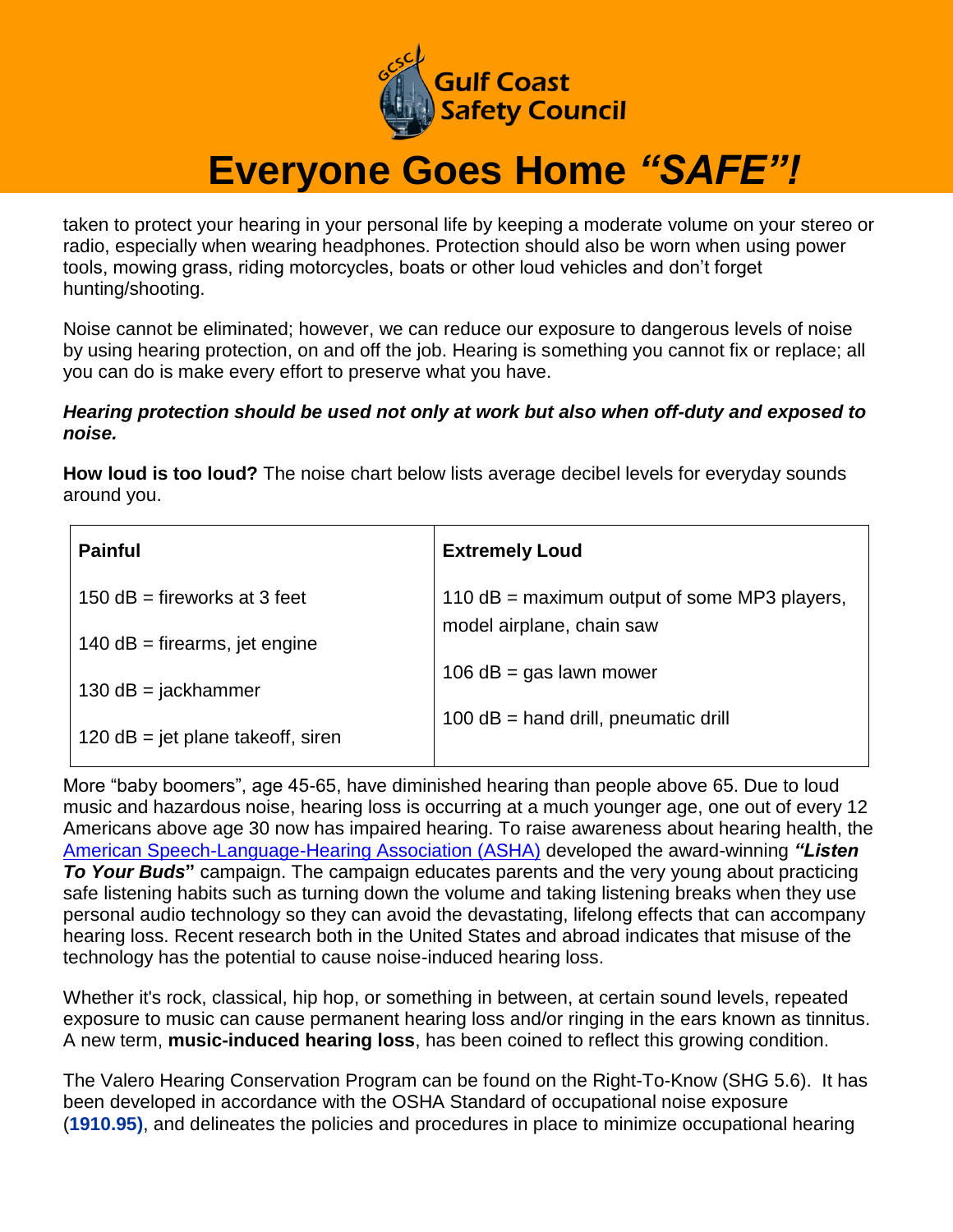taken to protect your hearing in your personal life by keeping a moderate volume on your stereo or radio, especially when wearing headphones. Protection should also be worn when using power tools, mowing grass, riding motorcycles, boats or other loud vehicles and don't forget hunting/shooting.

Noise cannot be eliminated; however, we can reduce our exposure to dangerous levels of noise by using hearing protection, on and off the job. Hearing is something you cannot fix or replace; all you can do is make every effort to preserve what you have.

***Hearing protection should be used not only at work but also when off-duty and exposed to noise.***

**How loud is too loud?** The noise chart below lists average decibel levels for everyday sounds around you.

| **Painful** | **Extremely Loud** |
|---|---|
| 150 dB = fireworks at 3 feet | 110 dB = maximum output of some MP3 players, model airplane, chain saw |
| 140 dB = firearms, jet engine | 106 dB = gas lawn mower |
| 130 dB = jackhammer | 100 dB = hand drill, pneumatic drill |
| 120 dB = jet plane takeoff, siren | |

More "baby boomers", age 45-65, have diminished hearing than people above 65. Due to loud music and hazardous noise, hearing loss is occurring at a much younger age, one out of every 12 Americans above age 30 now has impaired hearing. To raise awareness about hearing health, the American Speech-Language-Hearing Association (ASHA) developed the award-winning ***"Listen To Your Buds"*** campaign. The campaign educates parents and the very young about practicing safe listening habits such as turning down the volume and taking listening breaks when they use personal audio technology so they can avoid the devastating, lifelong effects that can accompany hearing loss. Recent research both in the United States and abroad indicates that misuse of the technology has the potential to cause noise-induced hearing loss.

Whether it's rock, classical, hip hop, or something in between, at certain sound levels, repeated exposure to music can cause permanent hearing loss and/or ringing in the ears known as tinnitus. A new term, **music-induced hearing loss**, has been coined to reflect this growing condition.

The Valero Hearing Conservation Program can be found on the Right-To-Know (SHG 5.6). It has been developed in accordance with the OSHA Standard of occupational noise exposure (**1910.95)**, and delineates the policies and procedures in place to minimize occupational hearing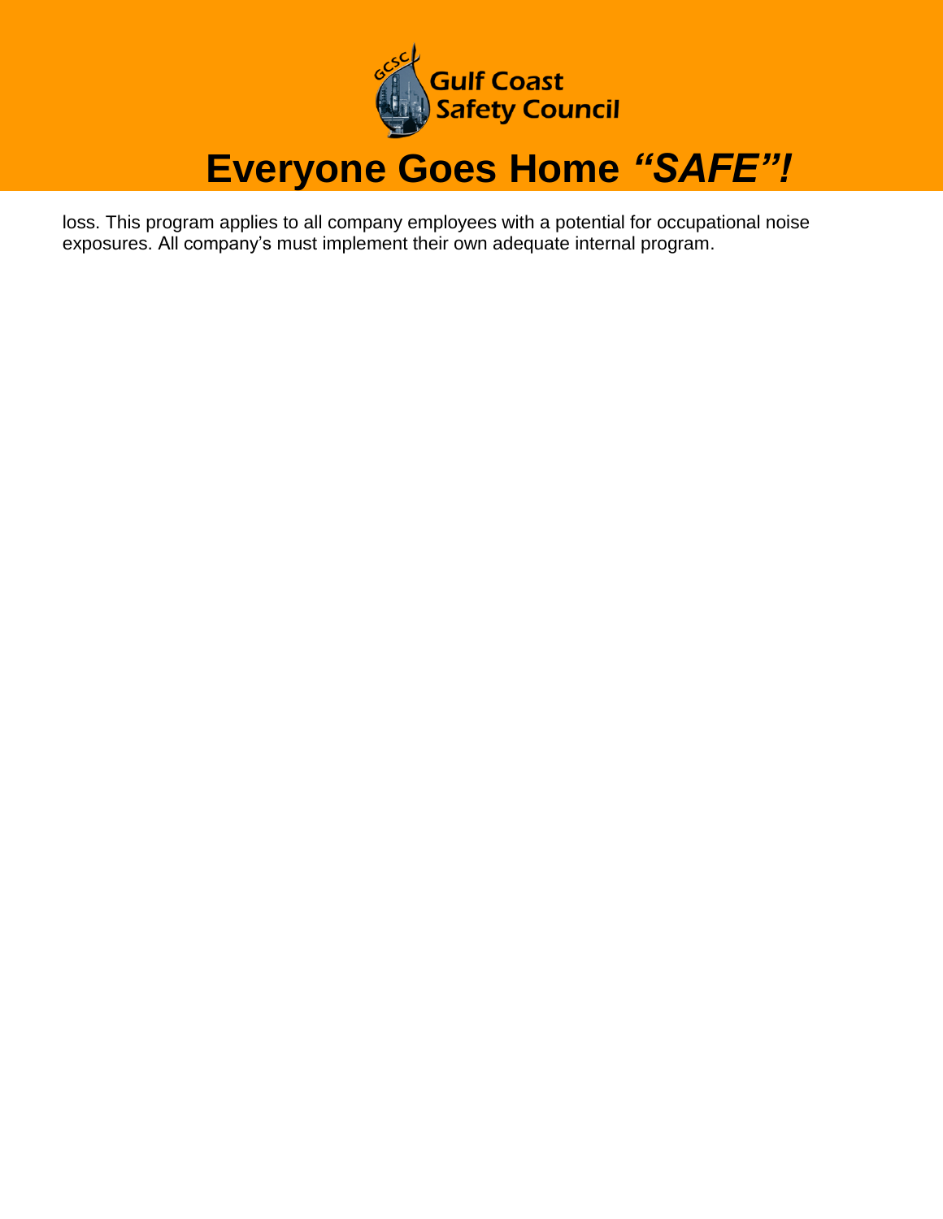loss. This program applies to all company employees with a potential for occupational noise exposures. All company's must implement their own adequate internal program.